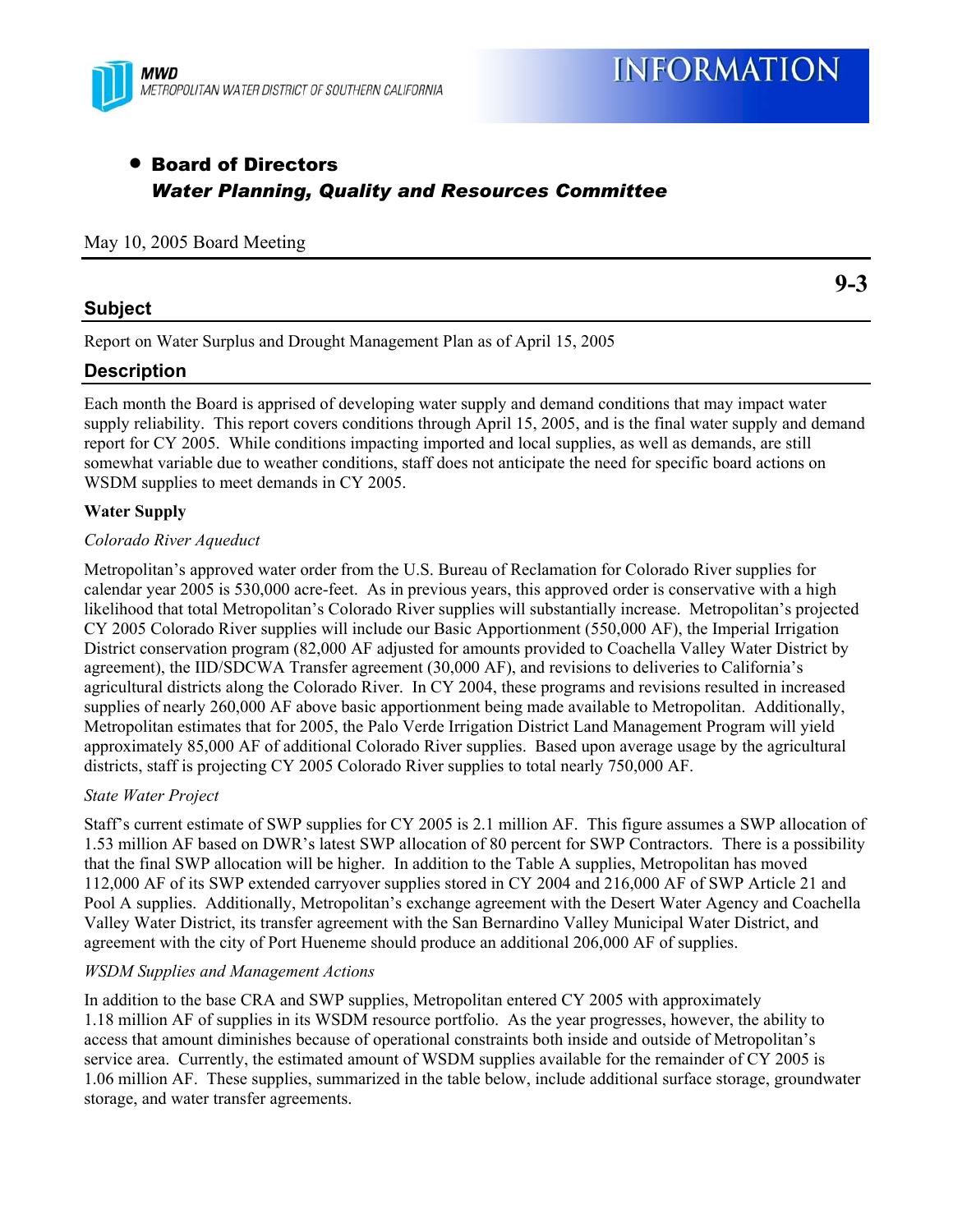MWD
METROPOLITAN WATER DISTRICT OF SOUTHERN CALIFORNIA

# INFORMATION

- **Board of Directors**
  ***Water Planning, Quality and Resources Committee***

May 10, 2005 Board Meeting

**9-3**

## Subject

Report on Water Surplus and Drought Management Plan as of April 15, 2005

## Description

Each month the Board is apprised of developing water supply and demand conditions that may impact water supply reliability. This report covers conditions through April 15, 2005, and is the final water supply and demand report for CY 2005. While conditions impacting imported and local supplies, as well as demands, are still somewhat variable due to weather conditions, staff does not anticipate the need for specific board actions on WSDM supplies to meet demands in CY 2005.

**Water Supply**

*Colorado River Aqueduct*

Metropolitan's approved water order from the U.S. Bureau of Reclamation for Colorado River supplies for calendar year 2005 is 530,000 acre-feet. As in previous years, this approved order is conservative with a high likelihood that total Metropolitan's Colorado River supplies will substantially increase. Metropolitan's projected CY 2005 Colorado River supplies will include our Basic Apportionment (550,000 AF), the Imperial Irrigation District conservation program (82,000 AF adjusted for amounts provided to Coachella Valley Water District by agreement), the IID/SDCWA Transfer agreement (30,000 AF), and revisions to deliveries to California's agricultural districts along the Colorado River. In CY 2004, these programs and revisions resulted in increased supplies of nearly 260,000 AF above basic apportionment being made available to Metropolitan. Additionally, Metropolitan estimates that for 2005, the Palo Verde Irrigation District Land Management Program will yield approximately 85,000 AF of additional Colorado River supplies. Based upon average usage by the agricultural districts, staff is projecting CY 2005 Colorado River supplies to total nearly 750,000 AF.

*State Water Project*

Staff's current estimate of SWP supplies for CY 2005 is 2.1 million AF. This figure assumes a SWP allocation of 1.53 million AF based on DWR's latest SWP allocation of 80 percent for SWP Contractors. There is a possibility that the final SWP allocation will be higher. In addition to the Table A supplies, Metropolitan has moved 112,000 AF of its SWP extended carryover supplies stored in CY 2004 and 216,000 AF of SWP Article 21 and Pool A supplies. Additionally, Metropolitan's exchange agreement with the Desert Water Agency and Coachella Valley Water District, its transfer agreement with the San Bernardino Valley Municipal Water District, and agreement with the city of Port Hueneme should produce an additional 206,000 AF of supplies.

*WSDM Supplies and Management Actions*

In addition to the base CRA and SWP supplies, Metropolitan entered CY 2005 with approximately 1.18 million AF of supplies in its WSDM resource portfolio. As the year progresses, however, the ability to access that amount diminishes because of operational constraints both inside and outside of Metropolitan's service area. Currently, the estimated amount of WSDM supplies available for the remainder of CY 2005 is 1.06 million AF. These supplies, summarized in the table below, include additional surface storage, groundwater storage, and water transfer agreements.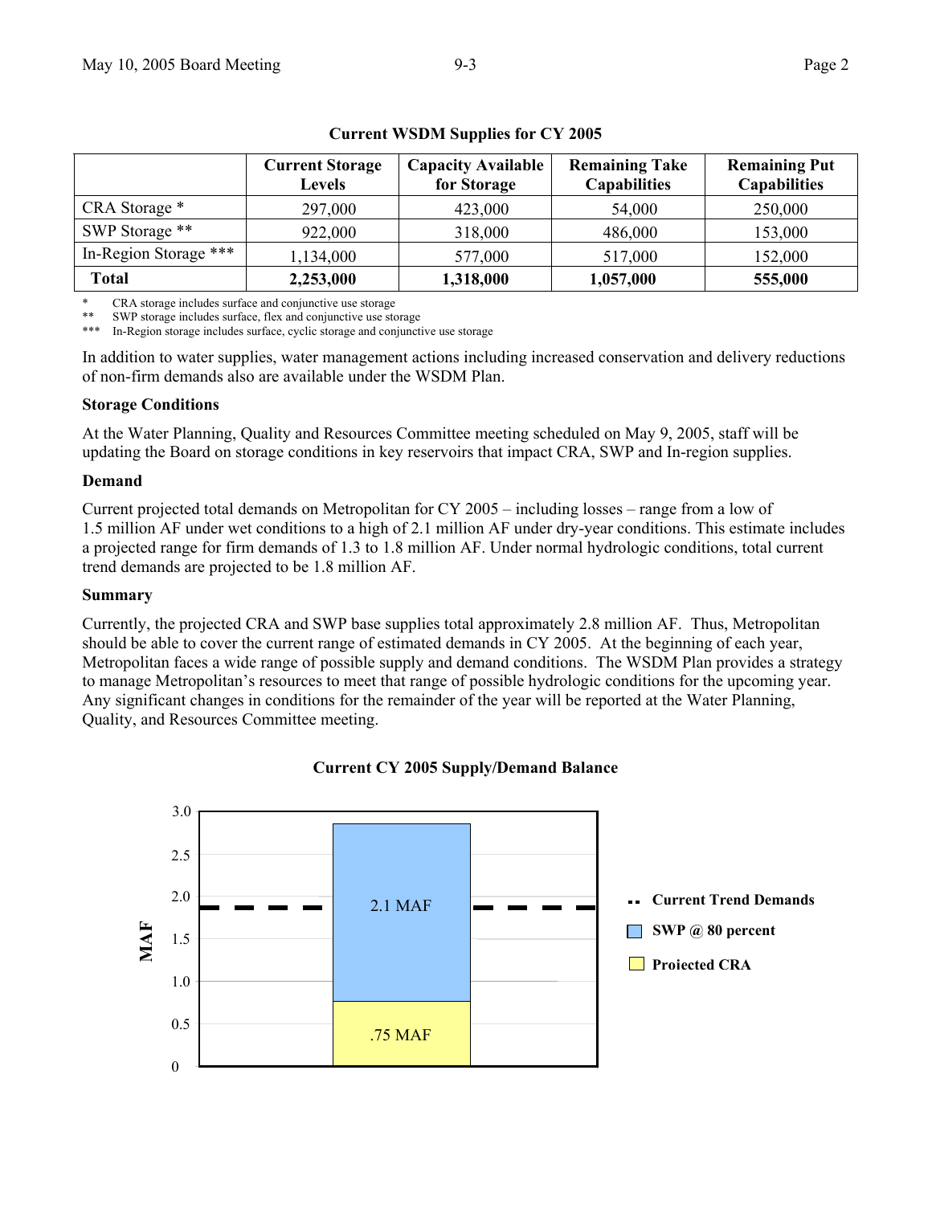**Current WSDM Supplies for CY 2005**

| | Current Storage Levels | Capacity Available for Storage | Remaining Take Capabilities | Remaining Put Capabilities |
|---|---|---|---|---|
| CRA Storage * | 297,000 | 423,000 | 54,000 | 250,000 |
| SWP Storage ** | 922,000 | 318,000 | 486,000 | 153,000 |
| In-Region Storage *** | 1,134,000 | 577,000 | 517,000 | 152,000 |
| **Total** | **2,253,000** | **1,318,000** | **1,057,000** | **555,000** |

\* CRA storage includes surface and conjunctive use storage
\** SWP storage includes surface, flex and conjunctive use storage
\*** In-Region storage includes surface, cyclic storage and conjunctive use storage

In addition to water supplies, water management actions including increased conservation and delivery reductions of non-firm demands also are available under the WSDM Plan.

**Storage Conditions**

At the Water Planning, Quality and Resources Committee meeting scheduled on May 9, 2005, staff will be updating the Board on storage conditions in key reservoirs that impact CRA, SWP and In-region supplies.

**Demand**

Current projected total demands on Metropolitan for CY 2005 – including losses – range from a low of 1.5 million AF under wet conditions to a high of 2.1 million AF under dry-year conditions. This estimate includes a projected range for firm demands of 1.3 to 1.8 million AF. Under normal hydrologic conditions, total current trend demands are projected to be 1.8 million AF.

**Summary**

Currently, the projected CRA and SWP base supplies total approximately 2.8 million AF. Thus, Metropolitan should be able to cover the current range of estimated demands in CY 2005. At the beginning of each year, Metropolitan faces a wide range of possible supply and demand conditions. The WSDM Plan provides a strategy to manage Metropolitan's resources to meet that range of possible hydrologic conditions for the upcoming year. Any significant changes in conditions for the remainder of the year will be reported at the Water Planning, Quality, and Resources Committee meeting.

**Current CY 2005 Supply/Demand Balance**

| Component | MAF |
|---|---|
| Projected CRA | .75 MAF |
| SWP @ 80 percent | 2.1 MAF |
| Current Trend Demands | ~1.85 (dashed line) |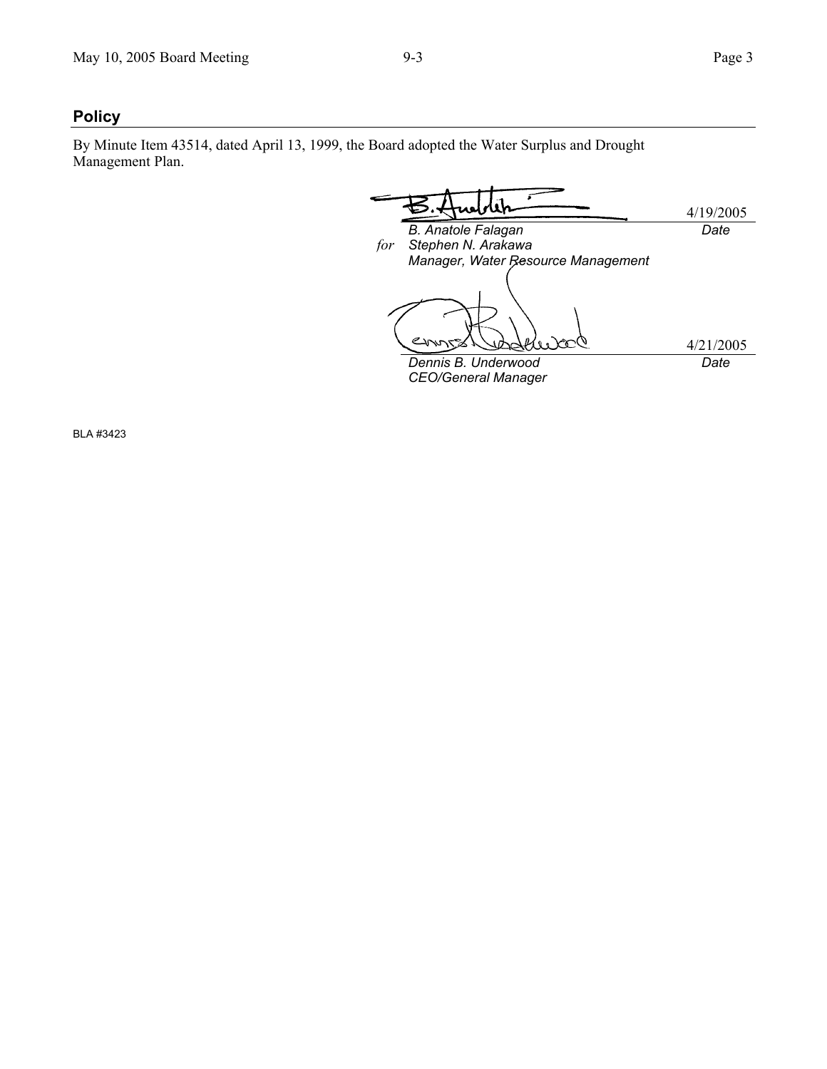## Policy

By Minute Item 43514, dated April 13, 1999, the Board adopted the Water Surplus and Drought Management Plan.

4/19/2005

*B. Anatole Falagan* — *Date*

*for* *Stephen N. Arakawa*

*Manager, Water Resource Management*

4/21/2005

*Dennis B. Underwood* — *Date*

*CEO/General Manager*

BLA #3423